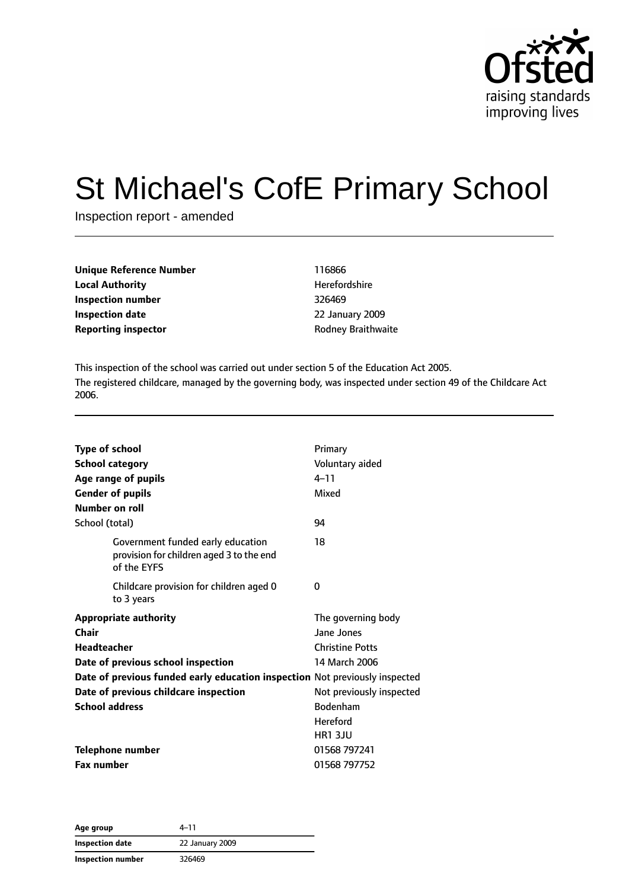# St Michael's CofE Primary School

Inspection report - amended

| | |
|---|---|
| **Unique Reference Number** | 116866 |
| **Local Authority** | Herefordshire |
| **Inspection number** | 326469 |
| **Inspection date** | 22 January 2009 |
| **Reporting inspector** | Rodney Braithwaite |

This inspection of the school was carried out under section 5 of the Education Act 2005.

The registered childcare, managed by the governing body, was inspected under section 49 of the Childcare Act 2006.

| | |
|---|---|
| **Type of school** | Primary |
| **School category** | Voluntary aided |
| **Age range of pupils** | 4–11 |
| **Gender of pupils** | Mixed |
| **Number on roll** | |
| School (total) | 94 |
| Government funded early education provision for children aged 3 to the end of the EYFS | 18 |
| Childcare provision for children aged 0 to 3 years | 0 |
| **Appropriate authority** | The governing body |
| **Chair** | Jane Jones |
| **Headteacher** | Christine Potts |
| **Date of previous school inspection** | 14 March 2006 |
| **Date of previous funded early education inspection** | Not previously inspected |
| **Date of previous childcare inspection** | Not previously inspected |
| **School address** | Bodenham<br>Hereford<br>HR1 3JU |
| **Telephone number** | 01568 797241 |
| **Fax number** | 01568 797752 |

| | |
|---|---|
| **Age group** | 4–11 |
| **Inspection date** | 22 January 2009 |
| **Inspection number** | 326469 |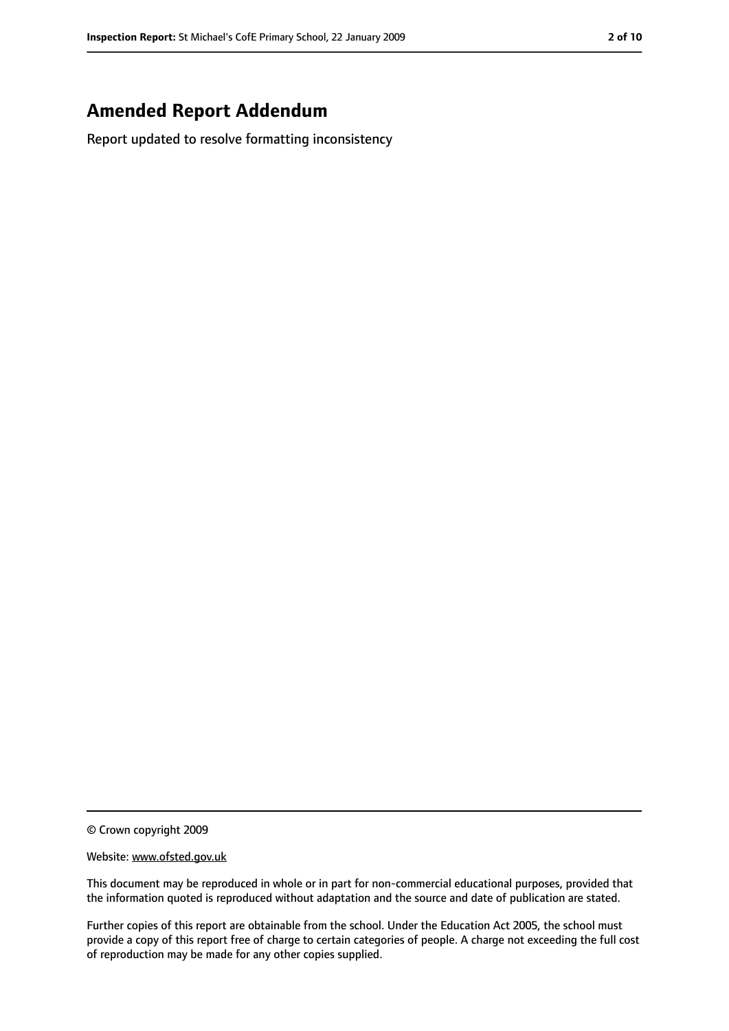# Amended Report Addendum

Report updated to resolve formatting inconsistency

© Crown copyright 2009

Website: www.ofsted.gov.uk

This document may be reproduced in whole or in part for non-commercial educational purposes, provided that the information quoted is reproduced without adaptation and the source and date of publication are stated.

Further copies of this report are obtainable from the school. Under the Education Act 2005, the school must provide a copy of this report free of charge to certain categories of people. A charge not exceeding the full cost of reproduction may be made for any other copies supplied.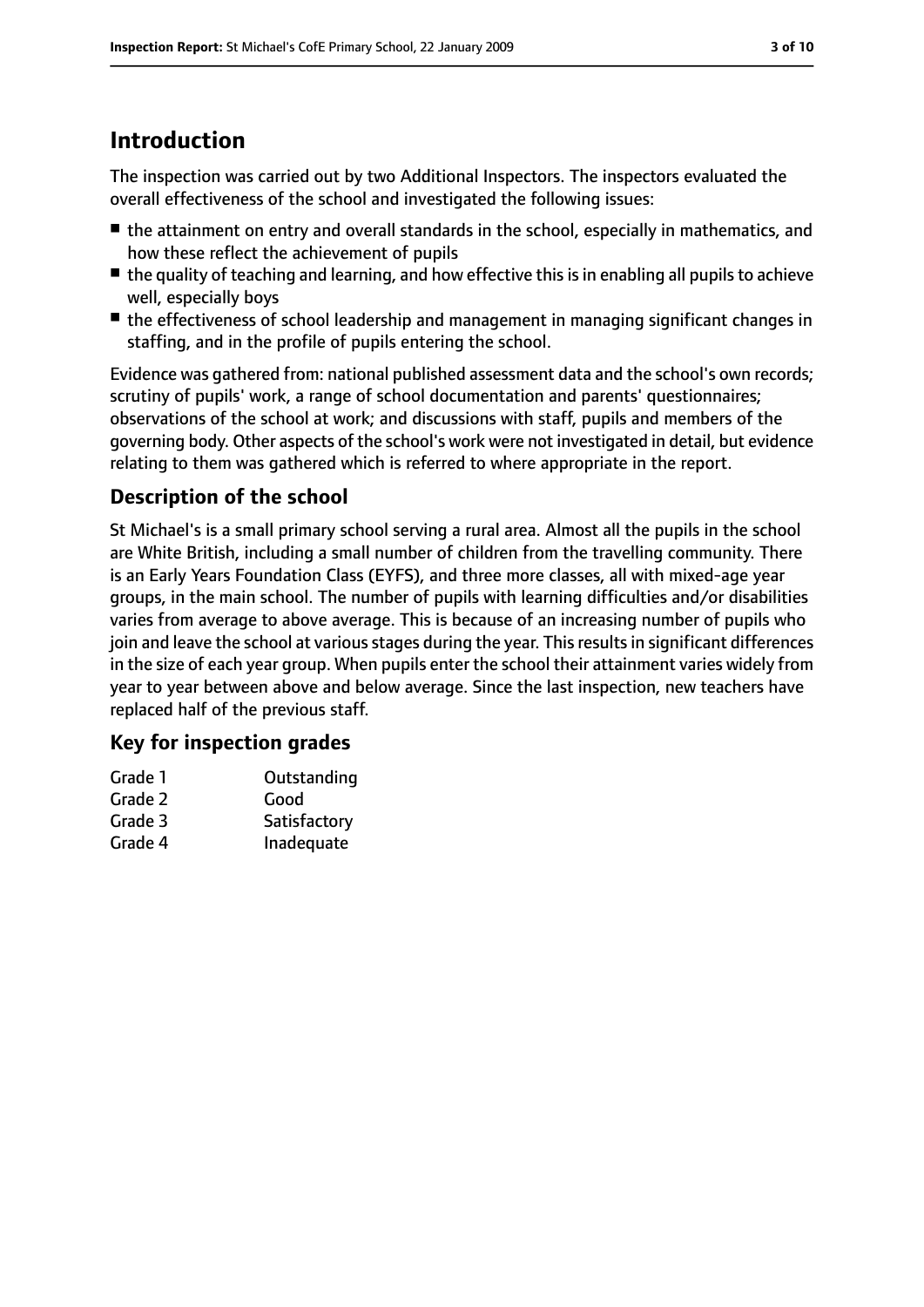# Introduction

The inspection was carried out by two Additional Inspectors. The inspectors evaluated the overall effectiveness of the school and investigated the following issues:

- the attainment on entry and overall standards in the school, especially in mathematics, and how these reflect the achievement of pupils
- the quality of teaching and learning, and how effective this is in enabling all pupils to achieve well, especially boys
- the effectiveness of school leadership and management in managing significant changes in staffing, and in the profile of pupils entering the school.

Evidence was gathered from: national published assessment data and the school's own records; scrutiny of pupils' work, a range of school documentation and parents' questionnaires; observations of the school at work; and discussions with staff, pupils and members of the governing body. Other aspects of the school's work were not investigated in detail, but evidence relating to them was gathered which is referred to where appropriate in the report.

## Description of the school

St Michael's is a small primary school serving a rural area. Almost all the pupils in the school are White British, including a small number of children from the travelling community. There is an Early Years Foundation Class (EYFS), and three more classes, all with mixed-age year groups, in the main school. The number of pupils with learning difficulties and/or disabilities varies from average to above average. This is because of an increasing number of pupils who join and leave the school at various stages during the year. This results in significant differences in the size of each year group. When pupils enter the school their attainment varies widely from year to year between above and below average. Since the last inspection, new teachers have replaced half of the previous staff.

## Key for inspection grades

| | |
|---|---|
| Grade 1 | Outstanding |
| Grade 2 | Good |
| Grade 3 | Satisfactory |
| Grade 4 | Inadequate |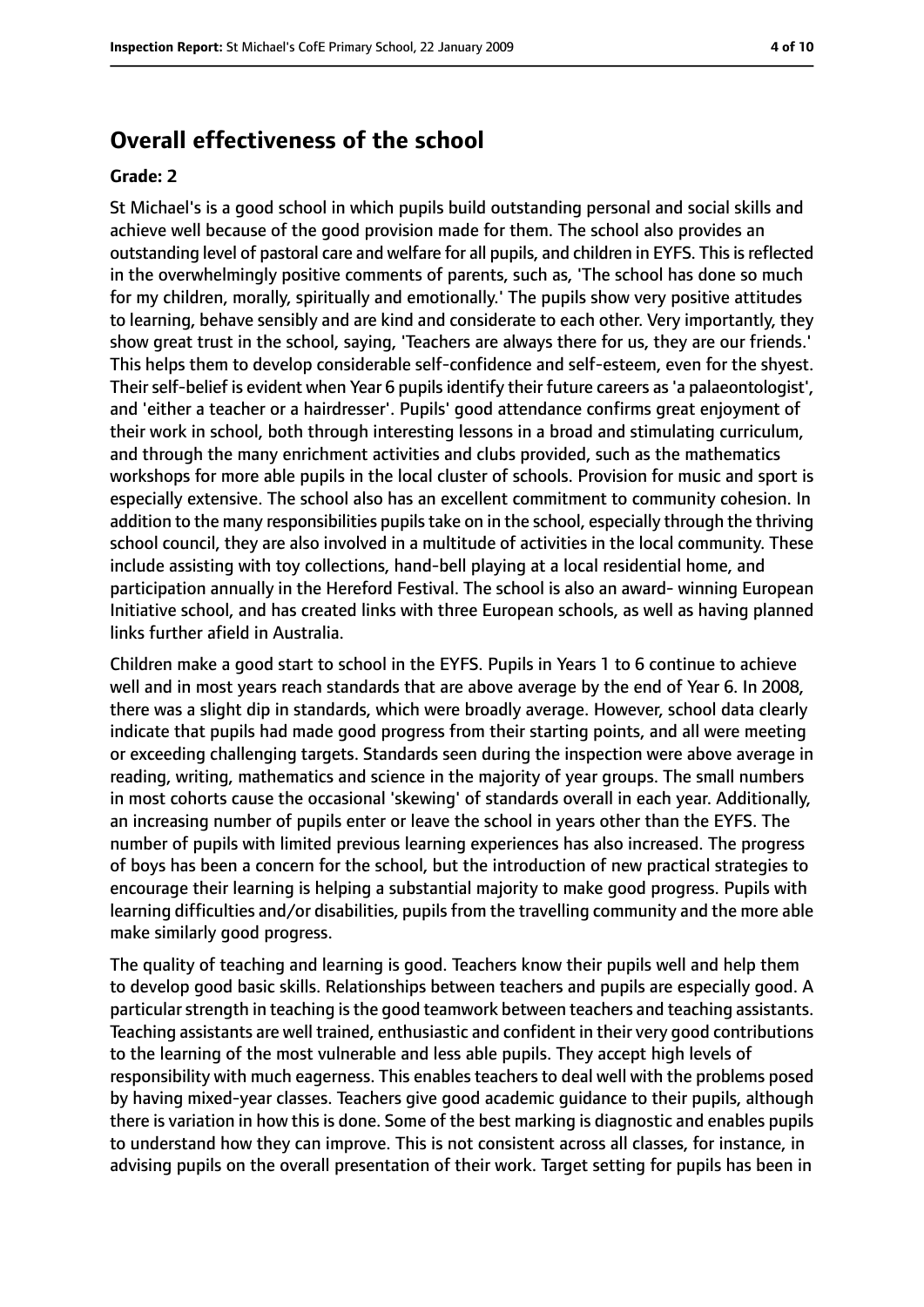## Overall effectiveness of the school

**Grade: 2**

St Michael's is a good school in which pupils build outstanding personal and social skills and achieve well because of the good provision made for them. The school also provides an outstanding level of pastoral care and welfare for all pupils, and children in EYFS. This is reflected in the overwhelmingly positive comments of parents, such as, 'The school has done so much for my children, morally, spiritually and emotionally.' The pupils show very positive attitudes to learning, behave sensibly and are kind and considerate to each other. Very importantly, they show great trust in the school, saying, 'Teachers are always there for us, they are our friends.' This helps them to develop considerable self-confidence and self-esteem, even for the shyest. Their self-belief is evident when Year 6 pupils identify their future careers as 'a palaeontologist', and 'either a teacher or a hairdresser'. Pupils' good attendance confirms great enjoyment of their work in school, both through interesting lessons in a broad and stimulating curriculum, and through the many enrichment activities and clubs provided, such as the mathematics workshops for more able pupils in the local cluster of schools. Provision for music and sport is especially extensive. The school also has an excellent commitment to community cohesion. In addition to the many responsibilities pupils take on in the school, especially through the thriving school council, they are also involved in a multitude of activities in the local community. These include assisting with toy collections, hand-bell playing at a local residential home, and participation annually in the Hereford Festival. The school is also an award- winning European Initiative school, and has created links with three European schools, as well as having planned links further afield in Australia.

Children make a good start to school in the EYFS. Pupils in Years 1 to 6 continue to achieve well and in most years reach standards that are above average by the end of Year 6. In 2008, there was a slight dip in standards, which were broadly average. However, school data clearly indicate that pupils had made good progress from their starting points, and all were meeting or exceeding challenging targets. Standards seen during the inspection were above average in reading, writing, mathematics and science in the majority of year groups. The small numbers in most cohorts cause the occasional 'skewing' of standards overall in each year. Additionally, an increasing number of pupils enter or leave the school in years other than the EYFS. The number of pupils with limited previous learning experiences has also increased. The progress of boys has been a concern for the school, but the introduction of new practical strategies to encourage their learning is helping a substantial majority to make good progress. Pupils with learning difficulties and/or disabilities, pupils from the travelling community and the more able make similarly good progress.

The quality of teaching and learning is good. Teachers know their pupils well and help them to develop good basic skills. Relationships between teachers and pupils are especially good. A particular strength in teaching is the good teamwork between teachers and teaching assistants. Teaching assistants are well trained, enthusiastic and confident in their very good contributions to the learning of the most vulnerable and less able pupils. They accept high levels of responsibility with much eagerness. This enables teachers to deal well with the problems posed by having mixed-year classes. Teachers give good academic guidance to their pupils, although there is variation in how this is done. Some of the best marking is diagnostic and enables pupils to understand how they can improve. This is not consistent across all classes, for instance, in advising pupils on the overall presentation of their work. Target setting for pupils has been in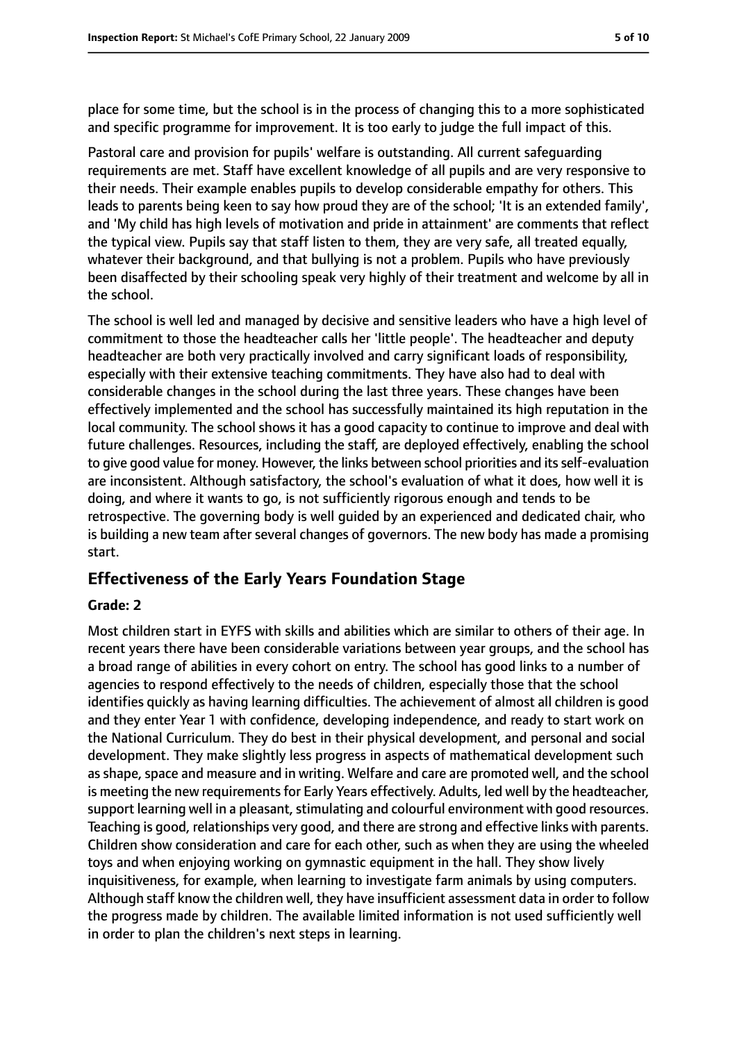place for some time, but the school is in the process of changing this to a more sophisticated and specific programme for improvement. It is too early to judge the full impact of this.

Pastoral care and provision for pupils' welfare is outstanding. All current safeguarding requirements are met. Staff have excellent knowledge of all pupils and are very responsive to their needs. Their example enables pupils to develop considerable empathy for others. This leads to parents being keen to say how proud they are of the school; 'It is an extended family', and 'My child has high levels of motivation and pride in attainment' are comments that reflect the typical view. Pupils say that staff listen to them, they are very safe, all treated equally, whatever their background, and that bullying is not a problem. Pupils who have previously been disaffected by their schooling speak very highly of their treatment and welcome by all in the school.

The school is well led and managed by decisive and sensitive leaders who have a high level of commitment to those the headteacher calls her 'little people'. The headteacher and deputy headteacher are both very practically involved and carry significant loads of responsibility, especially with their extensive teaching commitments. They have also had to deal with considerable changes in the school during the last three years. These changes have been effectively implemented and the school has successfully maintained its high reputation in the local community. The school shows it has a good capacity to continue to improve and deal with future challenges. Resources, including the staff, are deployed effectively, enabling the school to give good value for money. However, the links between school priorities and its self-evaluation are inconsistent. Although satisfactory, the school's evaluation of what it does, how well it is doing, and where it wants to go, is not sufficiently rigorous enough and tends to be retrospective. The governing body is well guided by an experienced and dedicated chair, who is building a new team after several changes of governors. The new body has made a promising start.

## Effectiveness of the Early Years Foundation Stage

### Grade: 2

Most children start in EYFS with skills and abilities which are similar to others of their age. In recent years there have been considerable variations between year groups, and the school has a broad range of abilities in every cohort on entry. The school has good links to a number of agencies to respond effectively to the needs of children, especially those that the school identifies quickly as having learning difficulties. The achievement of almost all children is good and they enter Year 1 with confidence, developing independence, and ready to start work on the National Curriculum. They do best in their physical development, and personal and social development. They make slightly less progress in aspects of mathematical development such as shape, space and measure and in writing. Welfare and care are promoted well, and the school is meeting the new requirements for Early Years effectively. Adults, led well by the headteacher, support learning well in a pleasant, stimulating and colourful environment with good resources. Teaching is good, relationships very good, and there are strong and effective links with parents. Children show consideration and care for each other, such as when they are using the wheeled toys and when enjoying working on gymnastic equipment in the hall. They show lively inquisitiveness, for example, when learning to investigate farm animals by using computers. Although staff know the children well, they have insufficient assessment data in order to follow the progress made by children. The available limited information is not used sufficiently well in order to plan the children's next steps in learning.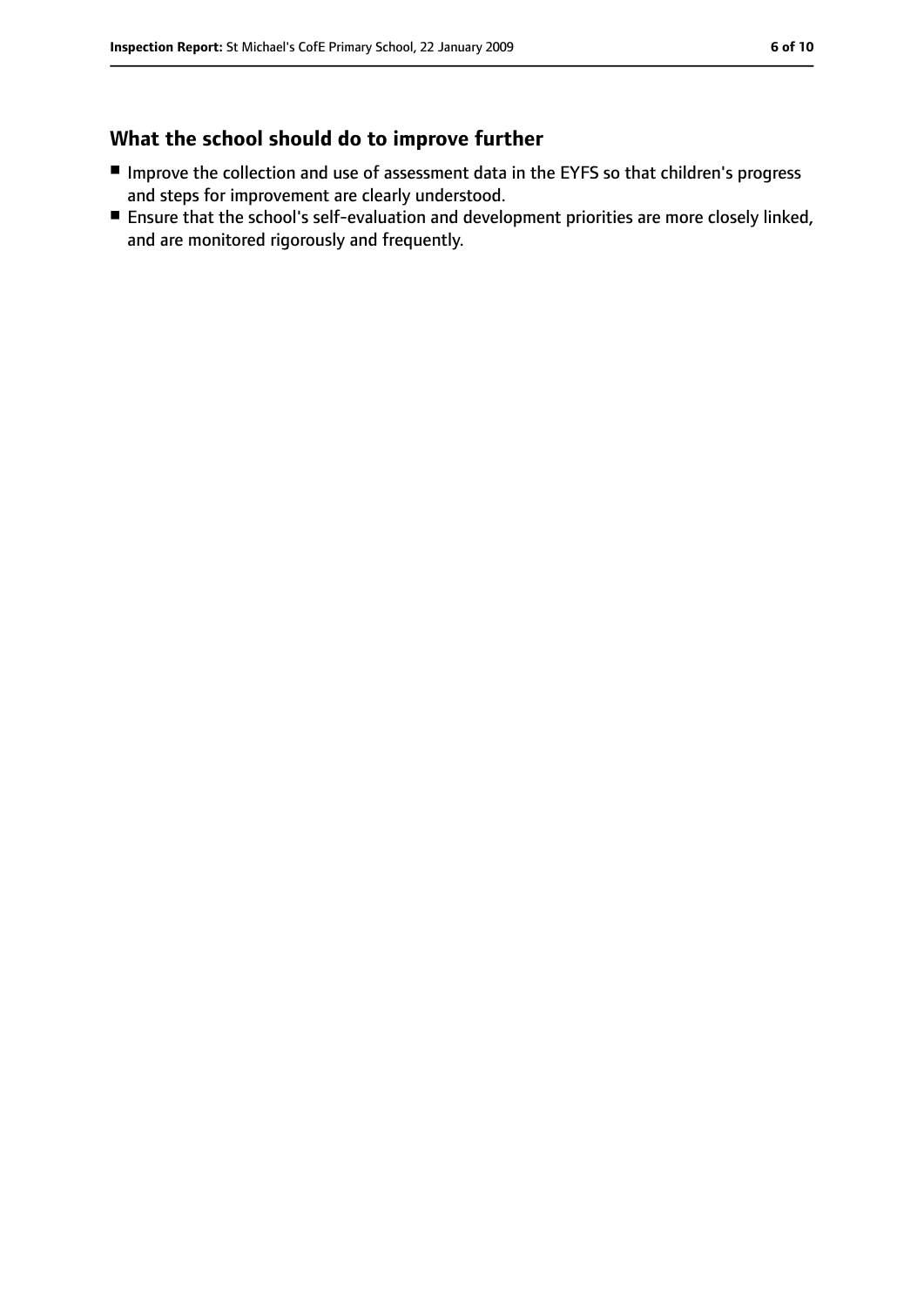## What the school should do to improve further

- Improve the collection and use of assessment data in the EYFS so that children's progress and steps for improvement are clearly understood.
- Ensure that the school's self-evaluation and development priorities are more closely linked, and are monitored rigorously and frequently.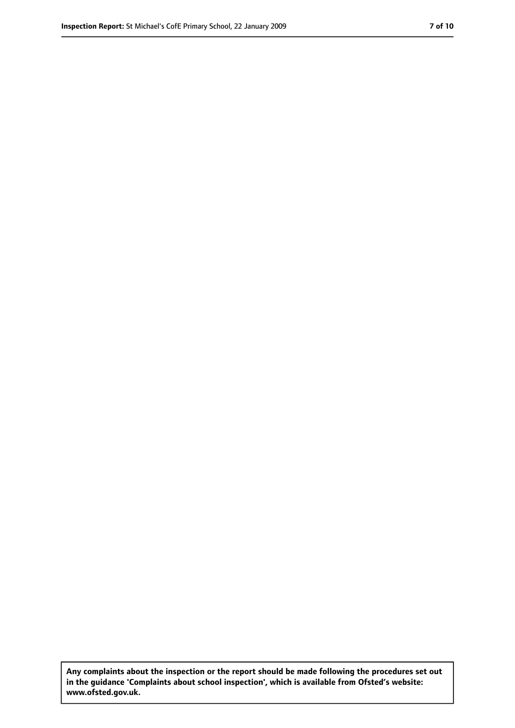**Any complaints about the inspection or the report should be made following the procedures set out in the guidance 'Complaints about school inspection', which is available from Ofsted's website: www.ofsted.gov.uk.**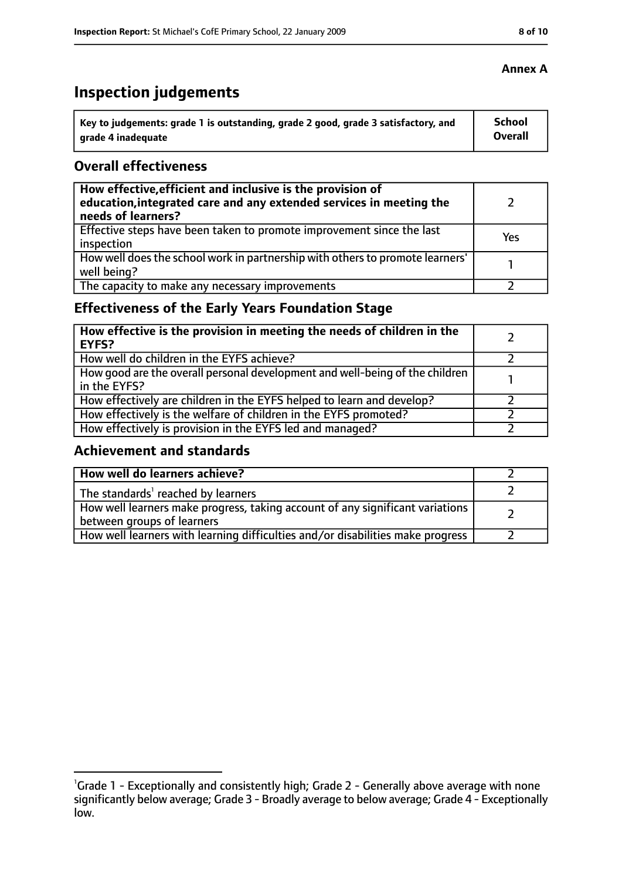**Annex A**

# Inspection judgements

| Key to judgements: grade 1 is outstanding, grade 2 good, grade 3 satisfactory, and grade 4 inadequate | School Overall |
|---|---|

## Overall effectiveness

| | |
|---|---|
| **How effective, efficient and inclusive is the provision of education, integrated care and any extended services in meeting the needs of learners?** | 2 |
| Effective steps have been taken to promote improvement since the last inspection | Yes |
| How well does the school work in partnership with others to promote learners' well being? | 1 |
| The capacity to make any necessary improvements | 2 |

## Effectiveness of the Early Years Foundation Stage

| | |
|---|---|
| **How effective is the provision in meeting the needs of children in the EYFS?** | 2 |
| How well do children in the EYFS achieve? | 2 |
| How good are the overall personal development and well-being of the children in the EYFS? | 1 |
| How effectively are children in the EYFS helped to learn and develop? | 2 |
| How effectively is the welfare of children in the EYFS promoted? | 2 |
| How effectively is provision in the EYFS led and managed? | 2 |

## Achievement and standards

| | |
|---|---|
| **How well do learners achieve?** | 2 |
| The standards[1] reached by learners | 2 |
| How well learners make progress, taking account of any significant variations between groups of learners | 2 |
| How well learners with learning difficulties and/or disabilities make progress | 2 |

[1]Grade 1 - Exceptionally and consistently high; Grade 2 - Generally above average with none significantly below average; Grade 3 - Broadly average to below average; Grade 4 - Exceptionally low.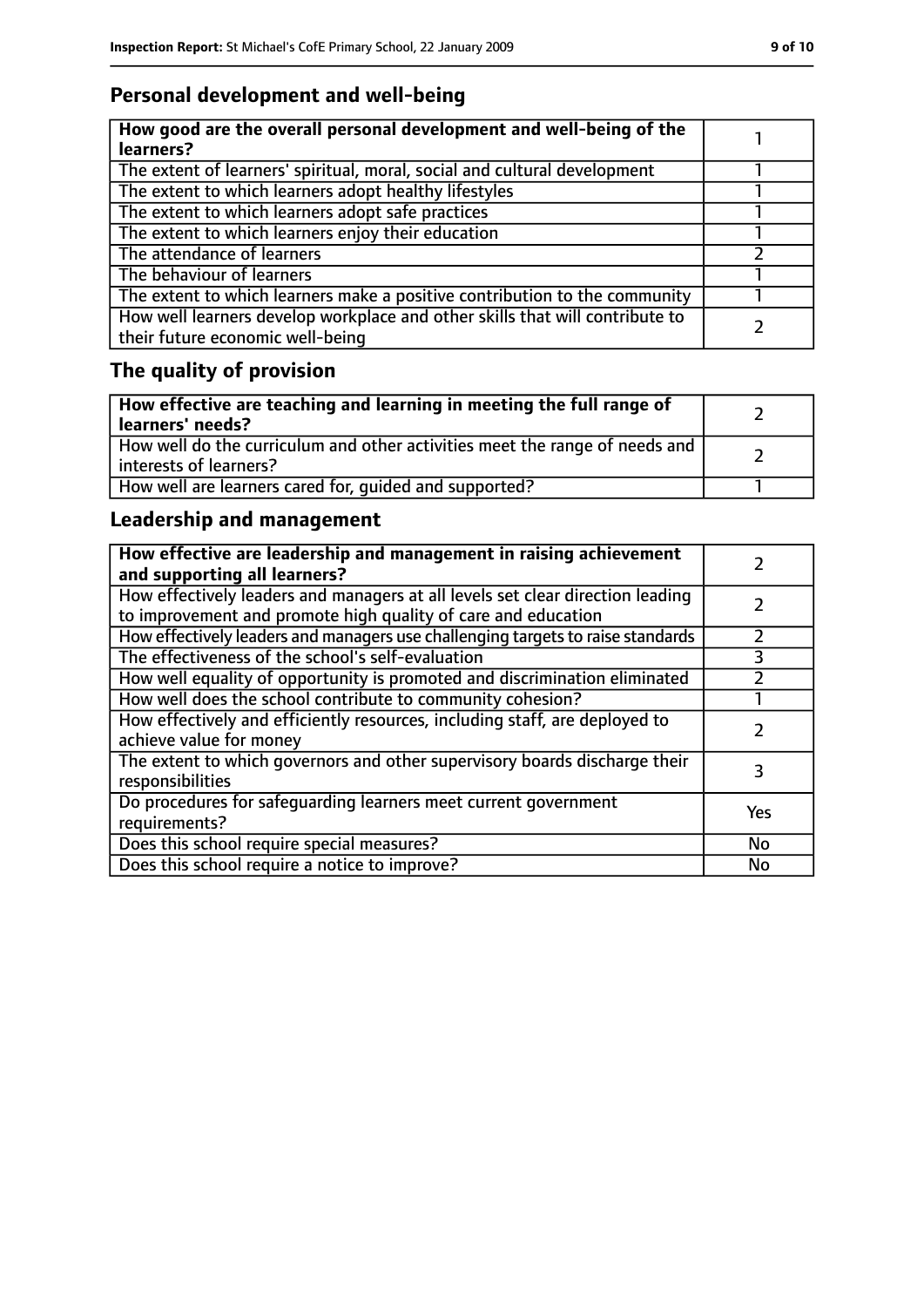## Personal development and well-being

| How good are the overall personal development and well-being of the learners? | 1 |
|---|---|
| The extent of learners' spiritual, moral, social and cultural development | 1 |
| The extent to which learners adopt healthy lifestyles | 1 |
| The extent to which learners adopt safe practices | 1 |
| The extent to which learners enjoy their education | 1 |
| The attendance of learners | 2 |
| The behaviour of learners | 1 |
| The extent to which learners make a positive contribution to the community | 1 |
| How well learners develop workplace and other skills that will contribute to their future economic well-being | 2 |

## The quality of provision

| How effective are teaching and learning in meeting the full range of learners' needs? | 2 |
|---|---|
| How well do the curriculum and other activities meet the range of needs and interests of learners? | 2 |
| How well are learners cared for, guided and supported? | 1 |

## Leadership and management

| How effective are leadership and management in raising achievement and supporting all learners? | 2 |
|---|---|
| How effectively leaders and managers at all levels set clear direction leading to improvement and promote high quality of care and education | 2 |
| How effectively leaders and managers use challenging targets to raise standards | 2 |
| The effectiveness of the school's self-evaluation | 3 |
| How well equality of opportunity is promoted and discrimination eliminated | 2 |
| How well does the school contribute to community cohesion? | 1 |
| How effectively and efficiently resources, including staff, are deployed to achieve value for money | 2 |
| The extent to which governors and other supervisory boards discharge their responsibilities | 3 |
| Do procedures for safeguarding learners meet current government requirements? | Yes |
| Does this school require special measures? | No |
| Does this school require a notice to improve? | No |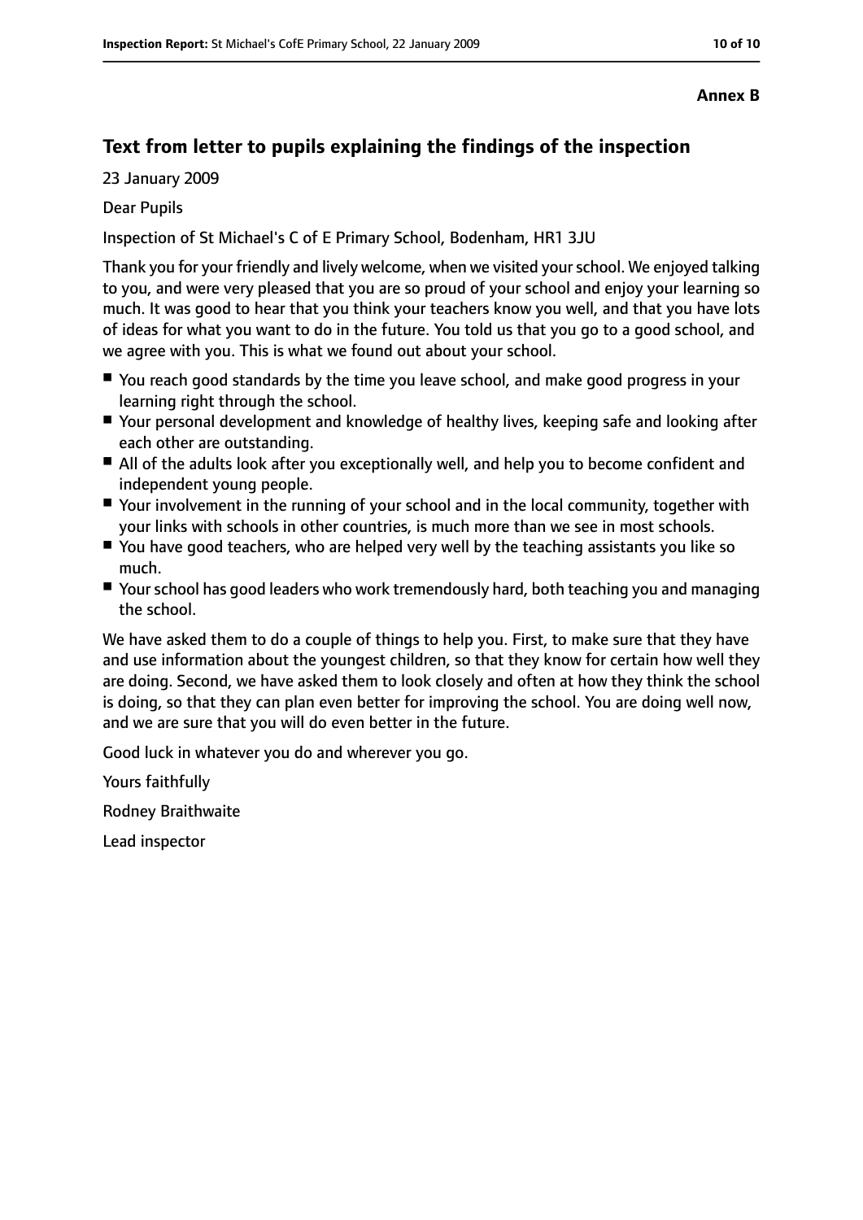**Annex B**

## Text from letter to pupils explaining the findings of the inspection

23 January 2009

Dear Pupils

Inspection of St Michael's C of E Primary School, Bodenham, HR1 3JU

Thank you for your friendly and lively welcome, when we visited your school. We enjoyed talking to you, and were very pleased that you are so proud of your school and enjoy your learning so much. It was good to hear that you think your teachers know you well, and that you have lots of ideas for what you want to do in the future. You told us that you go to a good school, and we agree with you. This is what we found out about your school.

- You reach good standards by the time you leave school, and make good progress in your learning right through the school.
- Your personal development and knowledge of healthy lives, keeping safe and looking after each other are outstanding.
- All of the adults look after you exceptionally well, and help you to become confident and independent young people.
- Your involvement in the running of your school and in the local community, together with your links with schools in other countries, is much more than we see in most schools.
- You have good teachers, who are helped very well by the teaching assistants you like so much.
- Your school has good leaders who work tremendously hard, both teaching you and managing the school.

We have asked them to do a couple of things to help you. First, to make sure that they have and use information about the youngest children, so that they know for certain how well they are doing. Second, we have asked them to look closely and often at how they think the school is doing, so that they can plan even better for improving the school. You are doing well now, and we are sure that you will do even better in the future.

Good luck in whatever you do and wherever you go.

Yours faithfully

Rodney Braithwaite

Lead inspector